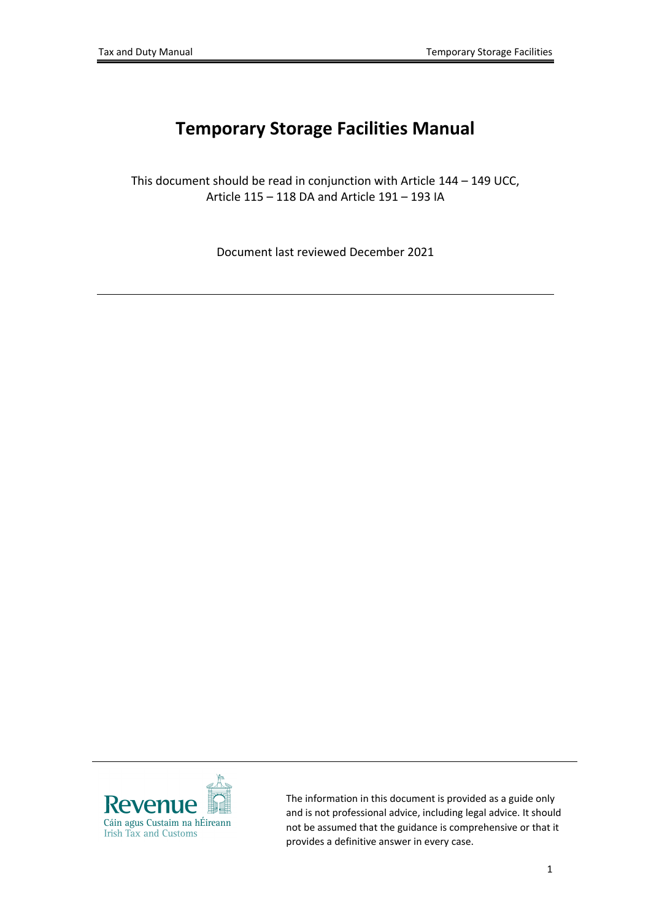# Temporary Storage Facilities Manual

This document should be read in conjunction with Article 144 – 149 UCC, Article 115 – 118 DA and Article 191 – 193 IA

Document last reviewed December 2021

---

Revenue
Cáin agus Custaim na hÉireann
Irish Tax and Customs

The information in this document is provided as a guide only and is not professional advice, including legal advice. It should not be assumed that the guidance is comprehensive or that it provides a definitive answer in every case.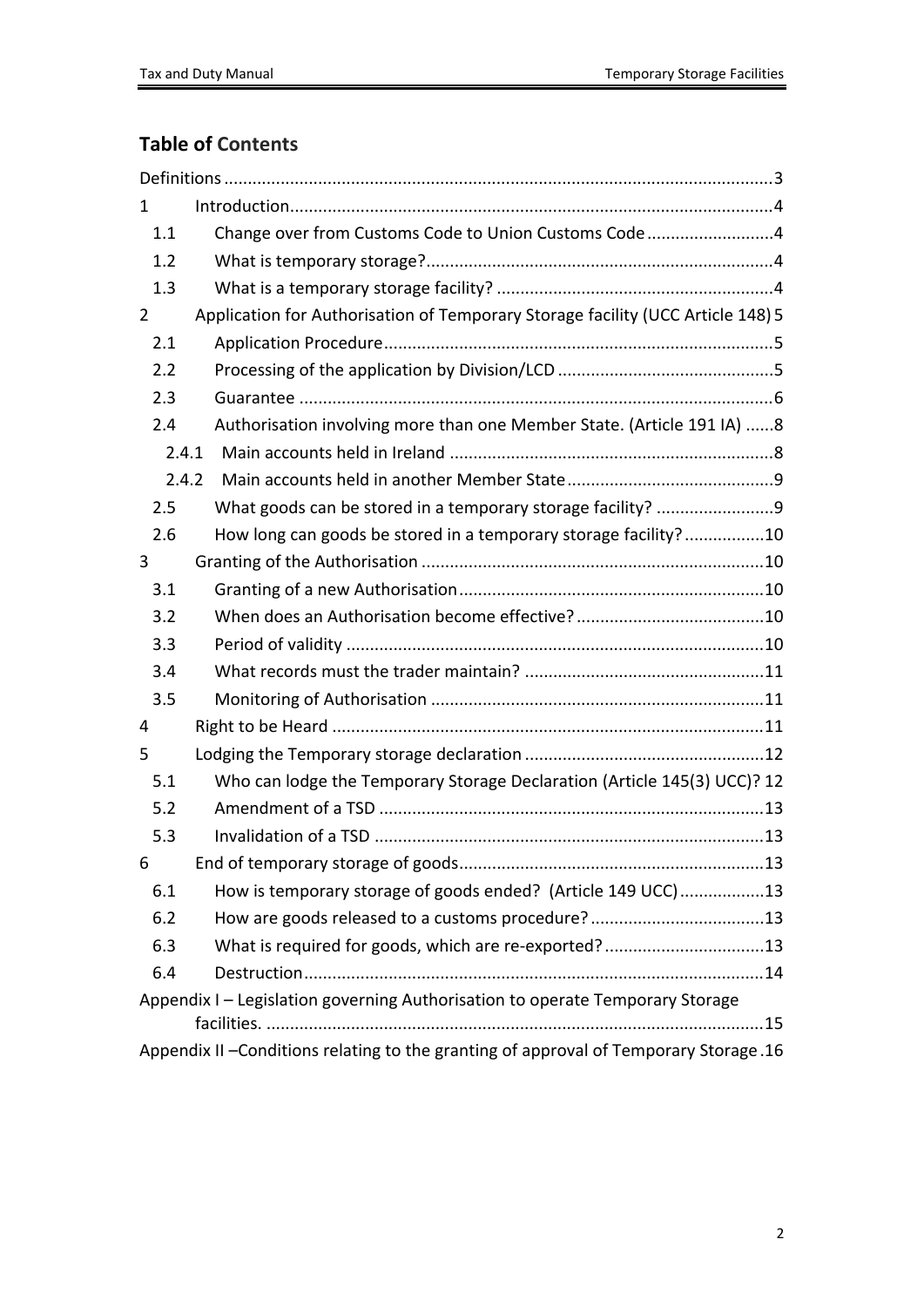## Table of Contents

| | | |
|---|---|---|
| Definitions | | 3 |
| 1 | Introduction | 4 |
| 1.1 | Change over from Customs Code to Union Customs Code | 4 |
| 1.2 | What is temporary storage? | 4 |
| 1.3 | What is a temporary storage facility? | 4 |
| 2 | Application for Authorisation of Temporary Storage facility (UCC Article 148) | 5 |
| 2.1 | Application Procedure | 5 |
| 2.2 | Processing of the application by Division/LCD | 5 |
| 2.3 | Guarantee | 6 |
| 2.4 | Authorisation involving more than one Member State. (Article 191 IA) | 8 |
| 2.4.1 | Main accounts held in Ireland | 8 |
| 2.4.2 | Main accounts held in another Member State | 9 |
| 2.5 | What goods can be stored in a temporary storage facility? | 9 |
| 2.6 | How long can goods be stored in a temporary storage facility? | 10 |
| 3 | Granting of the Authorisation | 10 |
| 3.1 | Granting of a new Authorisation | 10 |
| 3.2 | When does an Authorisation become effective? | 10 |
| 3.3 | Period of validity | 10 |
| 3.4 | What records must the trader maintain? | 11 |
| 3.5 | Monitoring of Authorisation | 11 |
| 4 | Right to be Heard | 11 |
| 5 | Lodging the Temporary storage declaration | 12 |
| 5.1 | Who can lodge the Temporary Storage Declaration (Article 145(3) UCC)? | 12 |
| 5.2 | Amendment of a TSD | 13 |
| 5.3 | Invalidation of a TSD | 13 |
| 6 | End of temporary storage of goods | 13 |
| 6.1 | How is temporary storage of goods ended? (Article 149 UCC) | 13 |
| 6.2 | How are goods released to a customs procedure? | 13 |
| 6.3 | What is required for goods, which are re-exported? | 13 |
| 6.4 | Destruction | 14 |
| Appendix I – Legislation governing Authorisation to operate Temporary Storage facilities. | | 15 |
| Appendix II –Conditions relating to the granting of approval of Temporary Storage | | 16 |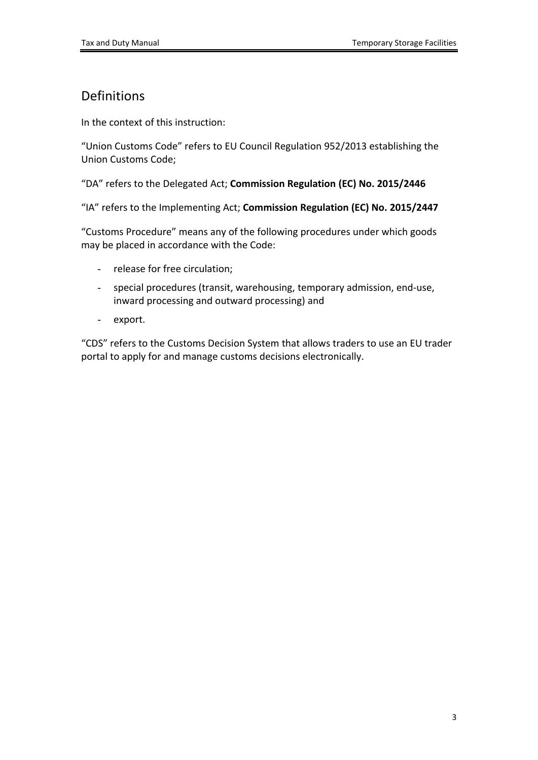## Definitions

In the context of this instruction:

"Union Customs Code" refers to EU Council Regulation 952/2013 establishing the Union Customs Code;

"DA" refers to the Delegated Act; **Commission Regulation (EC) No. 2015/2446**

"IA" refers to the Implementing Act; **Commission Regulation (EC) No. 2015/2447**

"Customs Procedure" means any of the following procedures under which goods may be placed in accordance with the Code:

- release for free circulation;
- special procedures (transit, warehousing, temporary admission, end-use, inward processing and outward processing) and
- export.

"CDS" refers to the Customs Decision System that allows traders to use an EU trader portal to apply for and manage customs decisions electronically.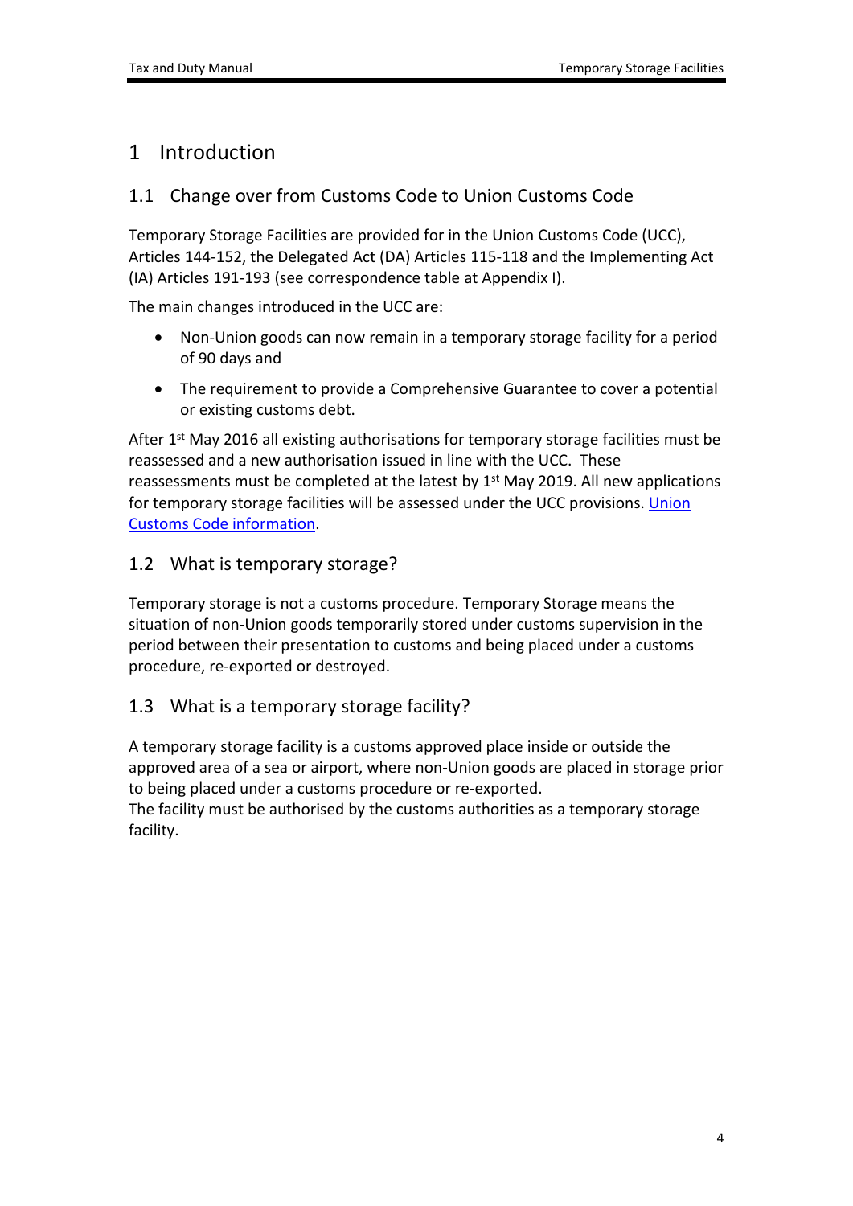# 1 Introduction

## 1.1 Change over from Customs Code to Union Customs Code

Temporary Storage Facilities are provided for in the Union Customs Code (UCC), Articles 144-152, the Delegated Act (DA) Articles 115-118 and the Implementing Act (IA) Articles 191-193 (see correspondence table at Appendix I).

The main changes introduced in the UCC are:

- Non-Union goods can now remain in a temporary storage facility for a period of 90 days and
- The requirement to provide a Comprehensive Guarantee to cover a potential or existing customs debt.

After 1st May 2016 all existing authorisations for temporary storage facilities must be reassessed and a new authorisation issued in line with the UCC. These reassessments must be completed at the latest by 1st May 2019. All new applications for temporary storage facilities will be assessed under the UCC provisions. Union Customs Code information.

## 1.2 What is temporary storage?

Temporary storage is not a customs procedure. Temporary Storage means the situation of non-Union goods temporarily stored under customs supervision in the period between their presentation to customs and being placed under a customs procedure, re-exported or destroyed.

## 1.3 What is a temporary storage facility?

A temporary storage facility is a customs approved place inside or outside the approved area of a sea or airport, where non-Union goods are placed in storage prior to being placed under a customs procedure or re-exported.
The facility must be authorised by the customs authorities as a temporary storage facility.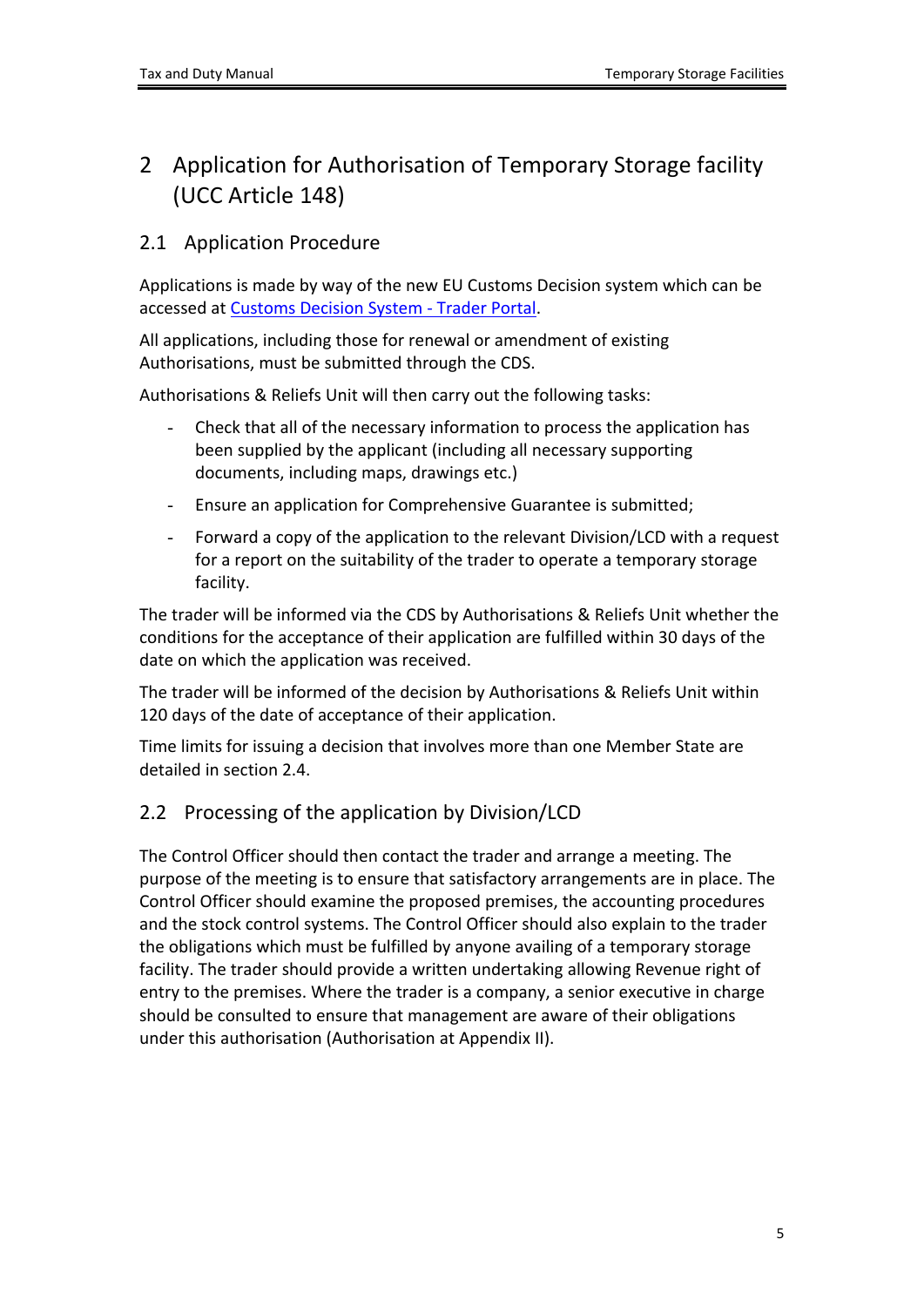# 2 Application for Authorisation of Temporary Storage facility (UCC Article 148)

## 2.1 Application Procedure

Applications is made by way of the new EU Customs Decision system which can be accessed at [Customs Decision System - Trader Portal](Customs Decision System - Trader Portal).

All applications, including those for renewal or amendment of existing Authorisations, must be submitted through the CDS.

Authorisations & Reliefs Unit will then carry out the following tasks:

- Check that all of the necessary information to process the application has been supplied by the applicant (including all necessary supporting documents, including maps, drawings etc.)
- Ensure an application for Comprehensive Guarantee is submitted;
- Forward a copy of the application to the relevant Division/LCD with a request for a report on the suitability of the trader to operate a temporary storage facility.

The trader will be informed via the CDS by Authorisations & Reliefs Unit whether the conditions for the acceptance of their application are fulfilled within 30 days of the date on which the application was received.

The trader will be informed of the decision by Authorisations & Reliefs Unit within 120 days of the date of acceptance of their application.

Time limits for issuing a decision that involves more than one Member State are detailed in section 2.4.

## 2.2 Processing of the application by Division/LCD

The Control Officer should then contact the trader and arrange a meeting. The purpose of the meeting is to ensure that satisfactory arrangements are in place. The Control Officer should examine the proposed premises, the accounting procedures and the stock control systems. The Control Officer should also explain to the trader the obligations which must be fulfilled by anyone availing of a temporary storage facility. The trader should provide a written undertaking allowing Revenue right of entry to the premises. Where the trader is a company, a senior executive in charge should be consulted to ensure that management are aware of their obligations under this authorisation (Authorisation at Appendix II).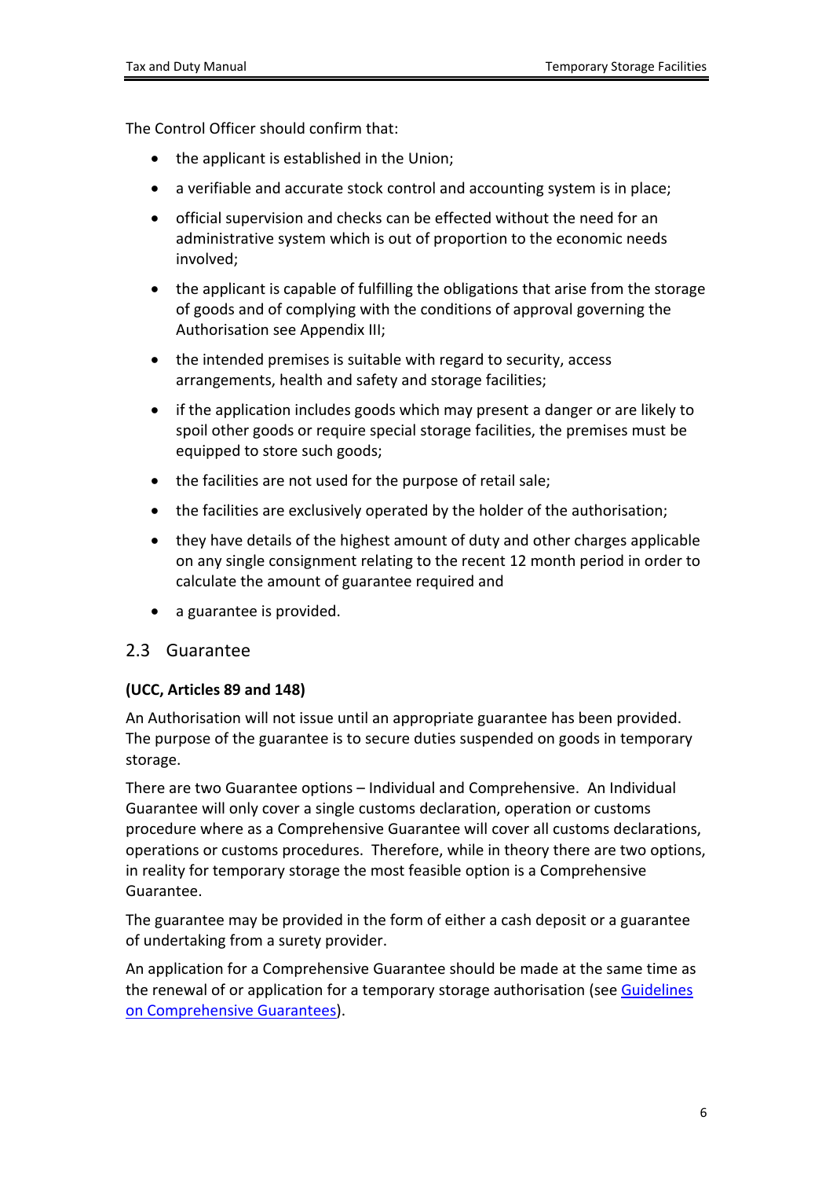The Control Officer should confirm that:

- the applicant is established in the Union;
- a verifiable and accurate stock control and accounting system is in place;
- official supervision and checks can be effected without the need for an administrative system which is out of proportion to the economic needs involved;
- the applicant is capable of fulfilling the obligations that arise from the storage of goods and of complying with the conditions of approval governing the Authorisation see Appendix III;
- the intended premises is suitable with regard to security, access arrangements, health and safety and storage facilities;
- if the application includes goods which may present a danger or are likely to spoil other goods or require special storage facilities, the premises must be equipped to store such goods;
- the facilities are not used for the purpose of retail sale;
- the facilities are exclusively operated by the holder of the authorisation;
- they have details of the highest amount of duty and other charges applicable on any single consignment relating to the recent 12 month period in order to calculate the amount of guarantee required and
- a guarantee is provided.

## 2.3 Guarantee

**(UCC, Articles 89 and 148)**

An Authorisation will not issue until an appropriate guarantee has been provided. The purpose of the guarantee is to secure duties suspended on goods in temporary storage.

There are two Guarantee options – Individual and Comprehensive. An Individual Guarantee will only cover a single customs declaration, operation or customs procedure where as a Comprehensive Guarantee will cover all customs declarations, operations or customs procedures. Therefore, while in theory there are two options, in reality for temporary storage the most feasible option is a Comprehensive Guarantee.

The guarantee may be provided in the form of either a cash deposit or a guarantee of undertaking from a surety provider.

An application for a Comprehensive Guarantee should be made at the same time as the renewal of or application for a temporary storage authorisation (see Guidelines on Comprehensive Guarantees).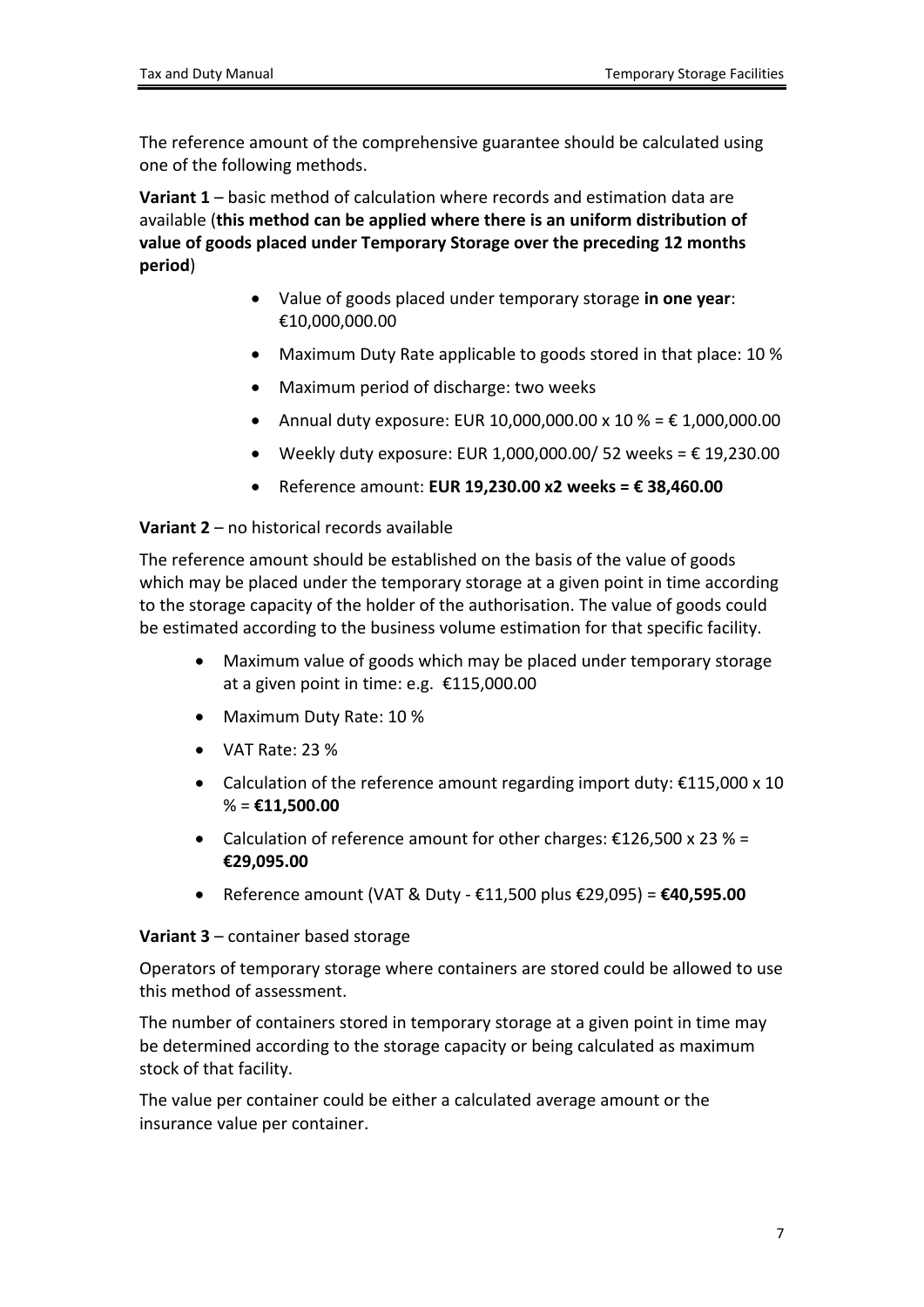The reference amount of the comprehensive guarantee should be calculated using one of the following methods.

**Variant 1** – basic method of calculation where records and estimation data are available (**this method can be applied where there is an uniform distribution of value of goods placed under Temporary Storage over the preceding 12 months period**)

- Value of goods placed under temporary storage **in one year**: €10,000,000.00
- Maximum Duty Rate applicable to goods stored in that place: 10 %
- Maximum period of discharge: two weeks
- Annual duty exposure: EUR 10,000,000.00 x 10 % = € 1,000,000.00
- Weekly duty exposure: EUR 1,000,000.00/ 52 weeks = € 19,230.00
- Reference amount: **EUR 19,230.00 x2 weeks = € 38,460.00**

**Variant 2** – no historical records available

The reference amount should be established on the basis of the value of goods which may be placed under the temporary storage at a given point in time according to the storage capacity of the holder of the authorisation. The value of goods could be estimated according to the business volume estimation for that specific facility.

- Maximum value of goods which may be placed under temporary storage at a given point in time: e.g. €115,000.00
- Maximum Duty Rate: 10 %
- VAT Rate: 23 %
- Calculation of the reference amount regarding import duty: €115,000 x 10 % = **€11,500.00**
- Calculation of reference amount for other charges: €126,500 x 23 % = **€29,095.00**
- Reference amount (VAT & Duty - €11,500 plus €29,095) = **€40,595.00**

**Variant 3** – container based storage

Operators of temporary storage where containers are stored could be allowed to use this method of assessment.

The number of containers stored in temporary storage at a given point in time may be determined according to the storage capacity or being calculated as maximum stock of that facility.

The value per container could be either a calculated average amount or the insurance value per container.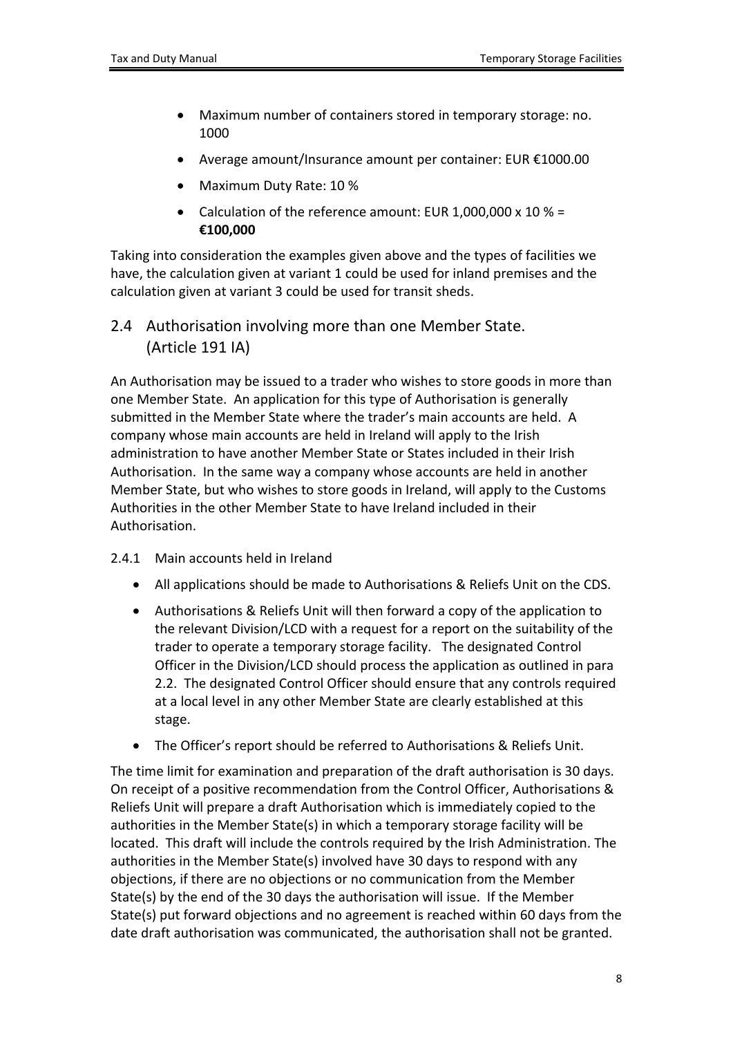- Maximum number of containers stored in temporary storage: no. 1000
- Average amount/Insurance amount per container: EUR €1000.00
- Maximum Duty Rate: 10 %
- Calculation of the reference amount: EUR 1,000,000 x 10 % = **€100,000**

Taking into consideration the examples given above and the types of facilities we have, the calculation given at variant 1 could be used for inland premises and the calculation given at variant 3 could be used for transit sheds.

## 2.4 Authorisation involving more than one Member State. (Article 191 IA)

An Authorisation may be issued to a trader who wishes to store goods in more than one Member State. An application for this type of Authorisation is generally submitted in the Member State where the trader's main accounts are held. A company whose main accounts are held in Ireland will apply to the Irish administration to have another Member State or States included in their Irish Authorisation. In the same way a company whose accounts are held in another Member State, but who wishes to store goods in Ireland, will apply to the Customs Authorities in the other Member State to have Ireland included in their Authorisation.

### 2.4.1 Main accounts held in Ireland

- All applications should be made to Authorisations & Reliefs Unit on the CDS.
- Authorisations & Reliefs Unit will then forward a copy of the application to the relevant Division/LCD with a request for a report on the suitability of the trader to operate a temporary storage facility. The designated Control Officer in the Division/LCD should process the application as outlined in para 2.2. The designated Control Officer should ensure that any controls required at a local level in any other Member State are clearly established at this stage.
- The Officer's report should be referred to Authorisations & Reliefs Unit.

The time limit for examination and preparation of the draft authorisation is 30 days. On receipt of a positive recommendation from the Control Officer, Authorisations & Reliefs Unit will prepare a draft Authorisation which is immediately copied to the authorities in the Member State(s) in which a temporary storage facility will be located. This draft will include the controls required by the Irish Administration. The authorities in the Member State(s) involved have 30 days to respond with any objections, if there are no objections or no communication from the Member State(s) by the end of the 30 days the authorisation will issue. If the Member State(s) put forward objections and no agreement is reached within 60 days from the date draft authorisation was communicated, the authorisation shall not be granted.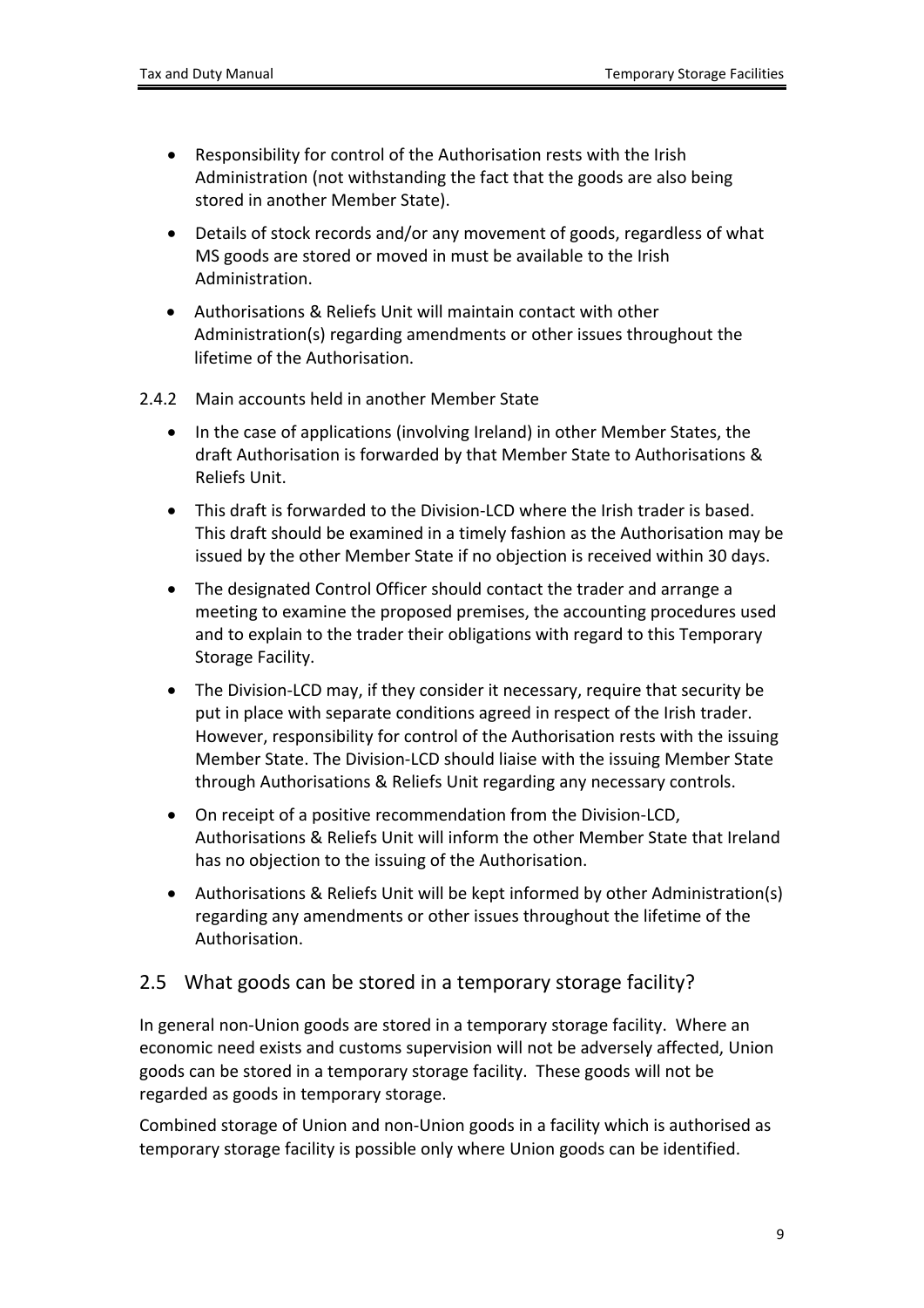- Responsibility for control of the Authorisation rests with the Irish Administration (not withstanding the fact that the goods are also being stored in another Member State).
- Details of stock records and/or any movement of goods, regardless of what MS goods are stored or moved in must be available to the Irish Administration.
- Authorisations & Reliefs Unit will maintain contact with other Administration(s) regarding amendments or other issues throughout the lifetime of the Authorisation.

2.4.2 Main accounts held in another Member State

- In the case of applications (involving Ireland) in other Member States, the draft Authorisation is forwarded by that Member State to Authorisations & Reliefs Unit.
- This draft is forwarded to the Division-LCD where the Irish trader is based. This draft should be examined in a timely fashion as the Authorisation may be issued by the other Member State if no objection is received within 30 days.
- The designated Control Officer should contact the trader and arrange a meeting to examine the proposed premises, the accounting procedures used and to explain to the trader their obligations with regard to this Temporary Storage Facility.
- The Division-LCD may, if they consider it necessary, require that security be put in place with separate conditions agreed in respect of the Irish trader. However, responsibility for control of the Authorisation rests with the issuing Member State. The Division-LCD should liaise with the issuing Member State through Authorisations & Reliefs Unit regarding any necessary controls.
- On receipt of a positive recommendation from the Division-LCD, Authorisations & Reliefs Unit will inform the other Member State that Ireland has no objection to the issuing of the Authorisation.
- Authorisations & Reliefs Unit will be kept informed by other Administration(s) regarding any amendments or other issues throughout the lifetime of the Authorisation.

## 2.5 What goods can be stored in a temporary storage facility?

In general non-Union goods are stored in a temporary storage facility. Where an economic need exists and customs supervision will not be adversely affected, Union goods can be stored in a temporary storage facility. These goods will not be regarded as goods in temporary storage.

Combined storage of Union and non-Union goods in a facility which is authorised as temporary storage facility is possible only where Union goods can be identified.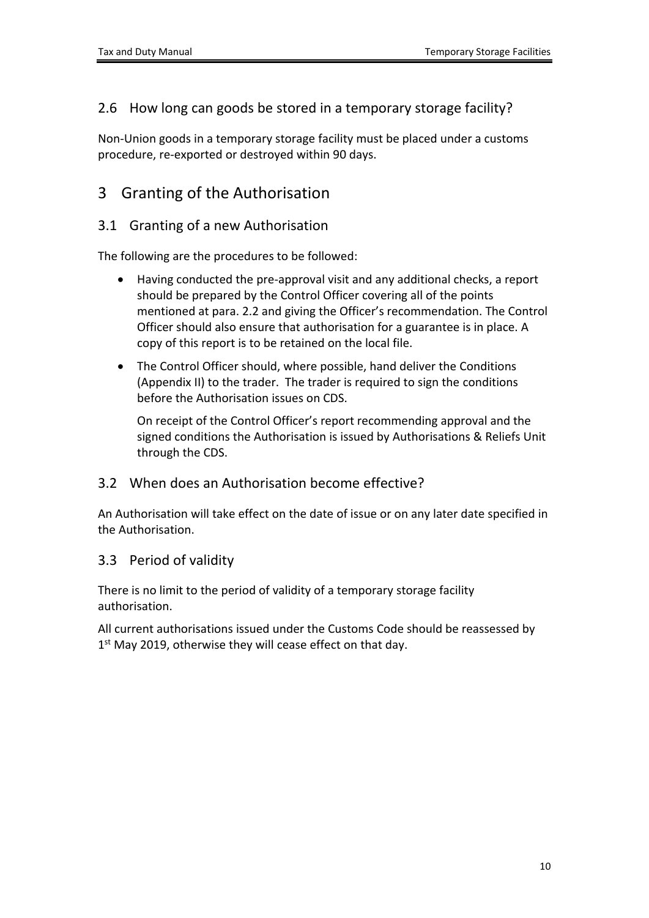## 2.6 How long can goods be stored in a temporary storage facility?

Non-Union goods in a temporary storage facility must be placed under a customs procedure, re-exported or destroyed within 90 days.

# 3 Granting of the Authorisation

## 3.1 Granting of a new Authorisation

The following are the procedures to be followed:

- Having conducted the pre-approval visit and any additional checks, a report should be prepared by the Control Officer covering all of the points mentioned at para. 2.2 and giving the Officer's recommendation. The Control Officer should also ensure that authorisation for a guarantee is in place. A copy of this report is to be retained on the local file.
- The Control Officer should, where possible, hand deliver the Conditions (Appendix II) to the trader. The trader is required to sign the conditions before the Authorisation issues on CDS.

  On receipt of the Control Officer's report recommending approval and the signed conditions the Authorisation is issued by Authorisations & Reliefs Unit through the CDS.

## 3.2 When does an Authorisation become effective?

An Authorisation will take effect on the date of issue or on any later date specified in the Authorisation.

## 3.3 Period of validity

There is no limit to the period of validity of a temporary storage facility authorisation.

All current authorisations issued under the Customs Code should be reassessed by 1st May 2019, otherwise they will cease effect on that day.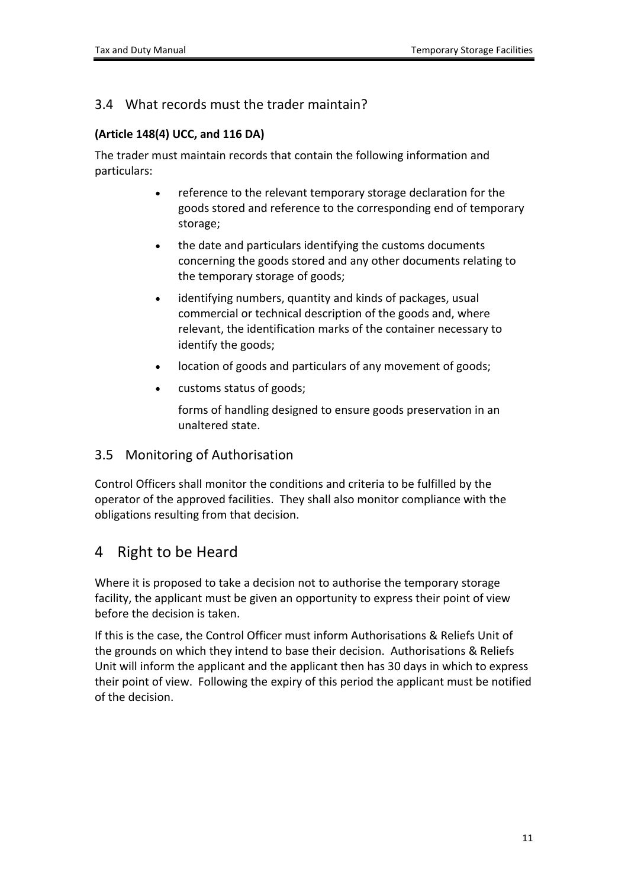## 3.4 What records must the trader maintain?

**(Article 148(4) UCC, and 116 DA)**

The trader must maintain records that contain the following information and particulars:

- reference to the relevant temporary storage declaration for the goods stored and reference to the corresponding end of temporary storage;
- the date and particulars identifying the customs documents concerning the goods stored and any other documents relating to the temporary storage of goods;
- identifying numbers, quantity and kinds of packages, usual commercial or technical description of the goods and, where relevant, the identification marks of the container necessary to identify the goods;
- location of goods and particulars of any movement of goods;
- customs status of goods;

  forms of handling designed to ensure goods preservation in an unaltered state.

## 3.5 Monitoring of Authorisation

Control Officers shall monitor the conditions and criteria to be fulfilled by the operator of the approved facilities. They shall also monitor compliance with the obligations resulting from that decision.

# 4 Right to be Heard

Where it is proposed to take a decision not to authorise the temporary storage facility, the applicant must be given an opportunity to express their point of view before the decision is taken.

If this is the case, the Control Officer must inform Authorisations & Reliefs Unit of the grounds on which they intend to base their decision. Authorisations & Reliefs Unit will inform the applicant and the applicant then has 30 days in which to express their point of view. Following the expiry of this period the applicant must be notified of the decision.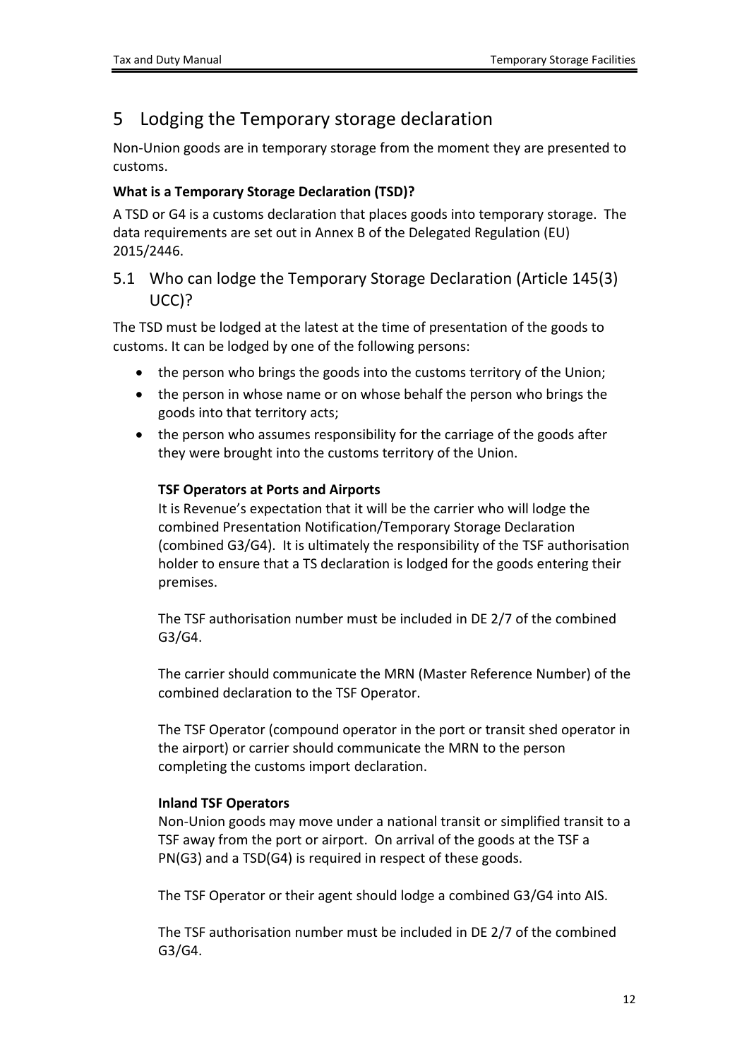# 5 Lodging the Temporary storage declaration

Non-Union goods are in temporary storage from the moment they are presented to customs.

**What is a Temporary Storage Declaration (TSD)?**

A TSD or G4 is a customs declaration that places goods into temporary storage. The data requirements are set out in Annex B of the Delegated Regulation (EU) 2015/2446.

## 5.1 Who can lodge the Temporary Storage Declaration (Article 145(3) UCC)?

The TSD must be lodged at the latest at the time of presentation of the goods to customs. It can be lodged by one of the following persons:

- the person who brings the goods into the customs territory of the Union;
- the person in whose name or on whose behalf the person who brings the goods into that territory acts;
- the person who assumes responsibility for the carriage of the goods after they were brought into the customs territory of the Union.

**TSF Operators at Ports and Airports**

It is Revenue's expectation that it will be the carrier who will lodge the combined Presentation Notification/Temporary Storage Declaration (combined G3/G4). It is ultimately the responsibility of the TSF authorisation holder to ensure that a TS declaration is lodged for the goods entering their premises.

The TSF authorisation number must be included in DE 2/7 of the combined G3/G4.

The carrier should communicate the MRN (Master Reference Number) of the combined declaration to the TSF Operator.

The TSF Operator (compound operator in the port or transit shed operator in the airport) or carrier should communicate the MRN to the person completing the customs import declaration.

**Inland TSF Operators**

Non-Union goods may move under a national transit or simplified transit to a TSF away from the port or airport. On arrival of the goods at the TSF a PN(G3) and a TSD(G4) is required in respect of these goods.

The TSF Operator or their agent should lodge a combined G3/G4 into AIS.

The TSF authorisation number must be included in DE 2/7 of the combined G3/G4.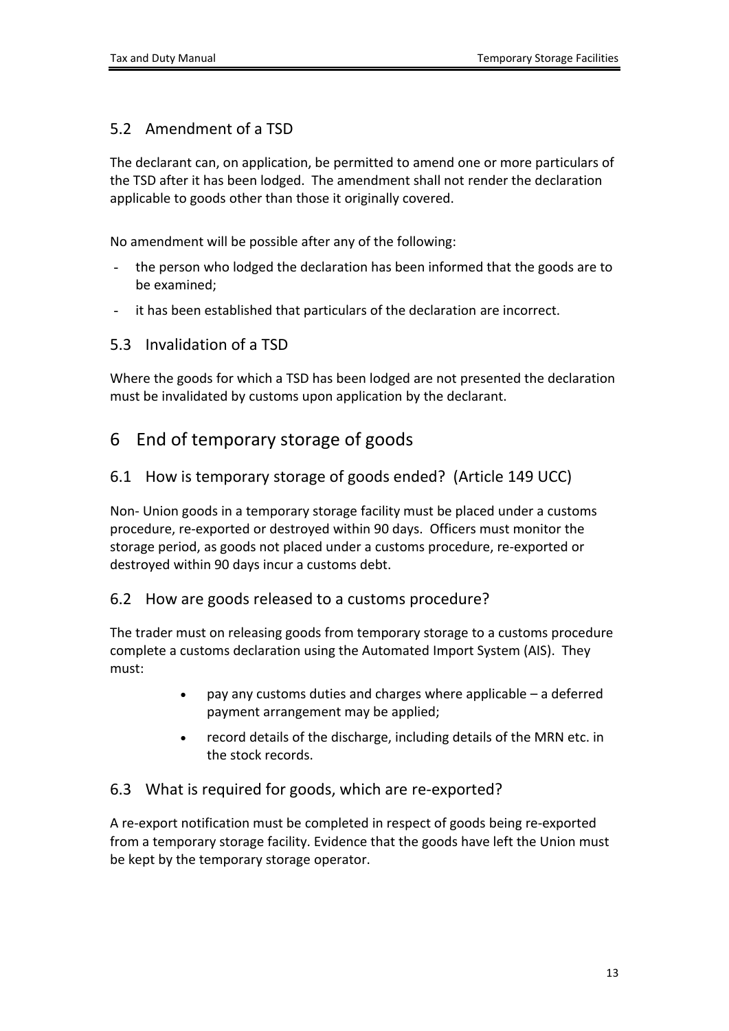## 5.2 Amendment of a TSD

The declarant can, on application, be permitted to amend one or more particulars of the TSD after it has been lodged. The amendment shall not render the declaration applicable to goods other than those it originally covered.

No amendment will be possible after any of the following:

- the person who lodged the declaration has been informed that the goods are to be examined;
- it has been established that particulars of the declaration are incorrect.

## 5.3 Invalidation of a TSD

Where the goods for which a TSD has been lodged are not presented the declaration must be invalidated by customs upon application by the declarant.

# 6 End of temporary storage of goods

## 6.1 How is temporary storage of goods ended? (Article 149 UCC)

Non- Union goods in a temporary storage facility must be placed under a customs procedure, re-exported or destroyed within 90 days. Officers must monitor the storage period, as goods not placed under a customs procedure, re-exported or destroyed within 90 days incur a customs debt.

## 6.2 How are goods released to a customs procedure?

The trader must on releasing goods from temporary storage to a customs procedure complete a customs declaration using the Automated Import System (AIS). They must:

- pay any customs duties and charges where applicable – a deferred payment arrangement may be applied;
- record details of the discharge, including details of the MRN etc. in the stock records.

## 6.3 What is required for goods, which are re-exported?

A re-export notification must be completed in respect of goods being re-exported from a temporary storage facility. Evidence that the goods have left the Union must be kept by the temporary storage operator.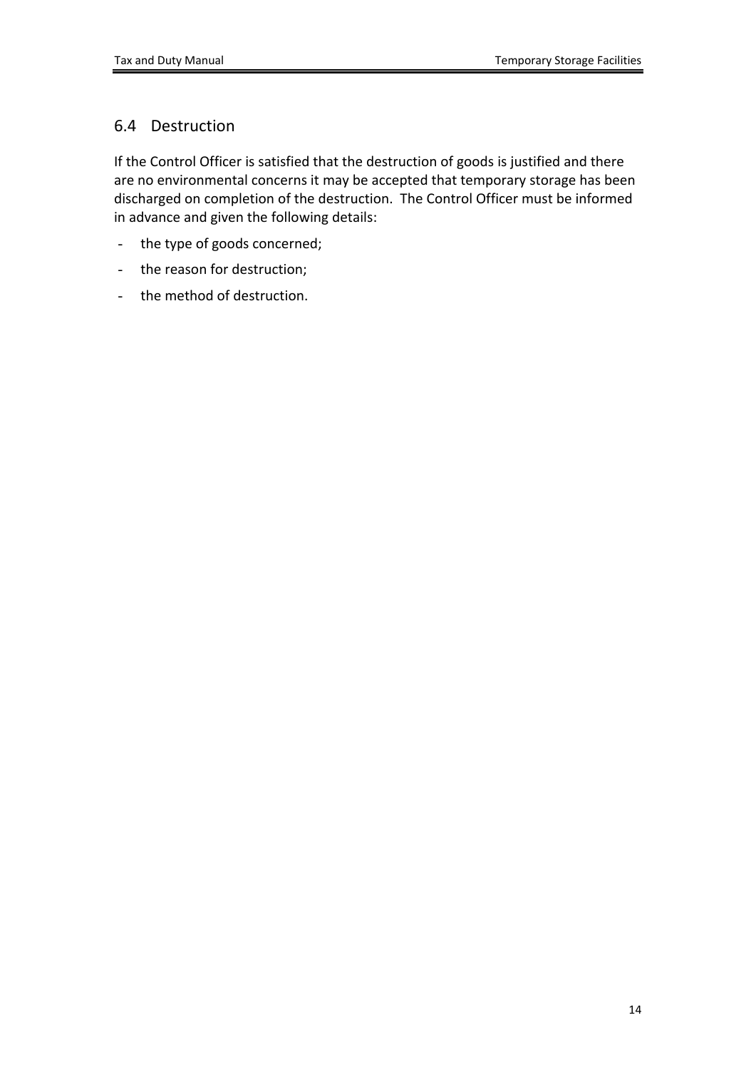## 6.4 Destruction

If the Control Officer is satisfied that the destruction of goods is justified and there are no environmental concerns it may be accepted that temporary storage has been discharged on completion of the destruction. The Control Officer must be informed in advance and given the following details:

- the type of goods concerned;
- the reason for destruction;
- the method of destruction.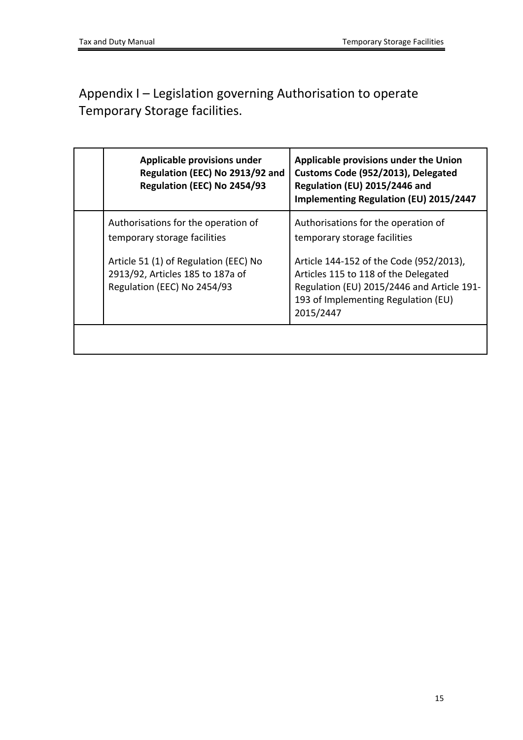# Appendix I – Legislation governing Authorisation to operate Temporary Storage facilities.

| | Applicable provisions under Regulation (EEC) No 2913/92 and Regulation (EEC) No 2454/93 | Applicable provisions under the Union Customs Code (952/2013), Delegated Regulation (EU) 2015/2446 and Implementing Regulation (EU) 2015/2447 |
|---|---|---|
| | Authorisations for the operation of temporary storage facilities<br><br>Article 51 (1) of Regulation (EEC) No 2913/92, Articles 185 to 187a of Regulation (EEC) No 2454/93 | Authorisations for the operation of temporary storage facilities<br><br>Article 144-152 of the Code (952/2013), Articles 115 to 118 of the Delegated Regulation (EU) 2015/2446 and Article 191-193 of Implementing Regulation (EU) 2015/2447 |
| | | |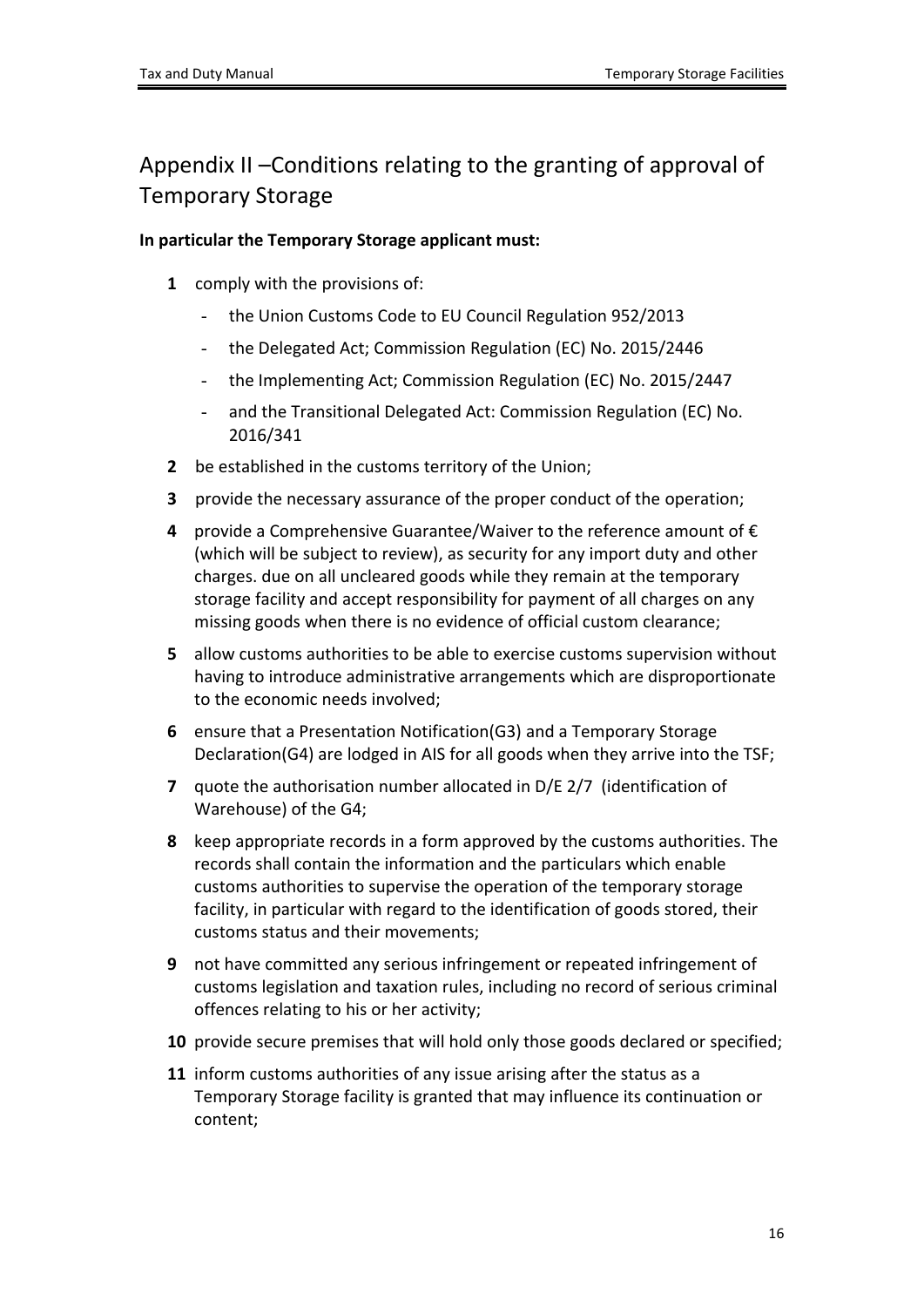## Appendix II –Conditions relating to the granting of approval of Temporary Storage

**In particular the Temporary Storage applicant must:**

1. comply with the provisions of:
   - the Union Customs Code to EU Council Regulation 952/2013
   - the Delegated Act; Commission Regulation (EC) No. 2015/2446
   - the Implementing Act; Commission Regulation (EC) No. 2015/2447
   - and the Transitional Delegated Act: Commission Regulation (EC) No. 2016/341
2. be established in the customs territory of the Union;
3. provide the necessary assurance of the proper conduct of the operation;
4. provide a Comprehensive Guarantee/Waiver to the reference amount of € (which will be subject to review), as security for any import duty and other charges. due on all uncleared goods while they remain at the temporary storage facility and accept responsibility for payment of all charges on any missing goods when there is no evidence of official custom clearance;
5. allow customs authorities to be able to exercise customs supervision without having to introduce administrative arrangements which are disproportionate to the economic needs involved;
6. ensure that a Presentation Notification(G3) and a Temporary Storage Declaration(G4) are lodged in AIS for all goods when they arrive into the TSF;
7. quote the authorisation number allocated in D/E 2/7 (identification of Warehouse) of the G4;
8. keep appropriate records in a form approved by the customs authorities. The records shall contain the information and the particulars which enable customs authorities to supervise the operation of the temporary storage facility, in particular with regard to the identification of goods stored, their customs status and their movements;
9. not have committed any serious infringement or repeated infringement of customs legislation and taxation rules, including no record of serious criminal offences relating to his or her activity;
10. provide secure premises that will hold only those goods declared or specified;
11. inform customs authorities of any issue arising after the status as a Temporary Storage facility is granted that may influence its continuation or content;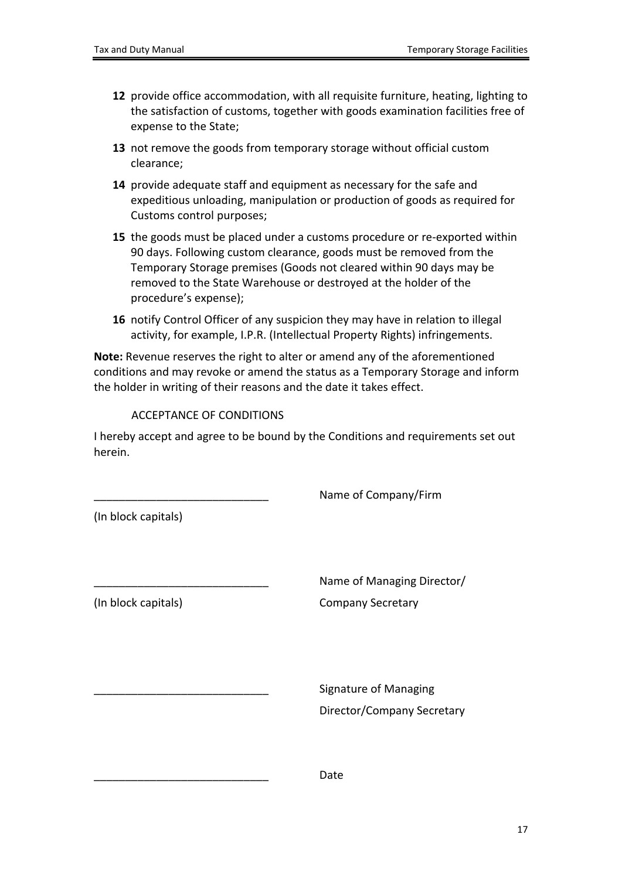**12** provide office accommodation, with all requisite furniture, heating, lighting to the satisfaction of customs, together with goods examination facilities free of expense to the State;

**13** not remove the goods from temporary storage without official custom clearance;

**14** provide adequate staff and equipment as necessary for the safe and expeditious unloading, manipulation or production of goods as required for Customs control purposes;

**15** the goods must be placed under a customs procedure or re-exported within 90 days. Following custom clearance, goods must be removed from the Temporary Storage premises (Goods not cleared within 90 days may be removed to the State Warehouse or destroyed at the holder of the procedure's expense);

**16** notify Control Officer of any suspicion they may have in relation to illegal activity, for example, I.P.R. (Intellectual Property Rights) infringements.

**Note:** Revenue reserves the right to alter or amend any of the aforementioned conditions and may revoke or amend the status as a Temporary Storage and inform the holder in writing of their reasons and the date it takes effect.

ACCEPTANCE OF CONDITIONS

I hereby accept and agree to be bound by the Conditions and requirements set out herein.

____________________________ Name of Company/Firm

(In block capitals)

____________________________ Name of Managing Director/

(In block capitals) Company Secretary

____________________________ Signature of Managing Director/Company Secretary

____________________________ Date